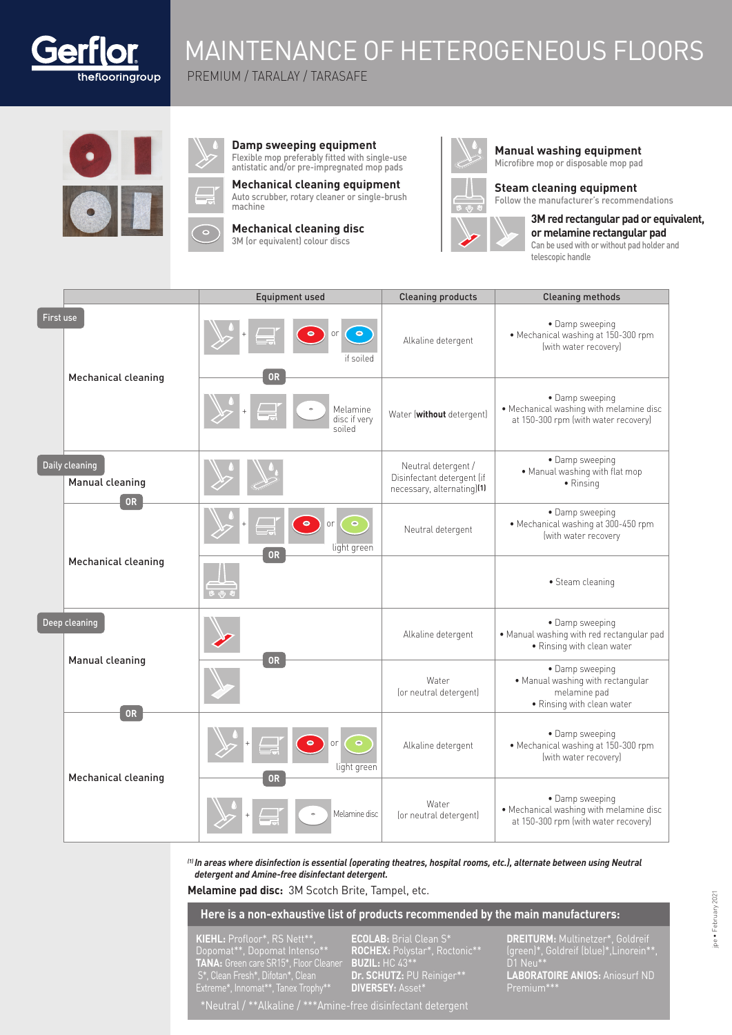# MAINTENANCE OF HETEROGENEOUS FLOORS

PREMIUM / TARALAY / TARASAFE

**Damp sweeping equipment**
Flexible mop preferably fitted with single-use antistatic and/or pre-impregnated mop pads

**Mechanical cleaning equipment**
Auto scrubber, rotary cleaner or single-brush machine

**Mechanical cleaning disc**
3M (or equivalent) colour discs

**Manual washing equipment**
Microfibre mop or disposable mop pad

**Steam cleaning equipment**
Follow the manufacturer's recommendations

**3M red rectangular pad or equivalent, or melamine rectangular pad**
Can be used with or without pad holder and telescopic handle

| | | Equipment used | Cleaning products | Cleaning methods |
|---|---|---|---|---|
| First use | Mechanical cleaning | Damp sweeping equipment + Mechanical cleaning equipment + red disc or blue disc if soiled | Alkaline detergent | • Damp sweeping<br>• Mechanical washing at 150-300 rpm (with water recovery) |
| | | OR Damp sweeping equipment + Mechanical cleaning equipment + Melamine disc if very soiled | Water (**without** detergent) | • Damp sweeping<br>• Mechanical washing with melamine disc at 150-300 rpm (with water recovery) |
| Daily cleaning | Manual cleaning | Damp sweeping equipment + Manual washing equipment | Neutral detergent / Disinfectant detergent (if necessary, alternating)**(1)** | • Damp sweeping<br>• Manual washing with flat mop<br>• Rinsing |
| | OR Mechanical cleaning | Damp sweeping equipment + Mechanical cleaning equipment + red disc or light green disc | Neutral detergent | • Damp sweeping<br>• Mechanical washing at 300-450 rpm (with water recovery |
| | | OR Steam cleaning equipment | | • Steam cleaning |
| Deep cleaning | Manual cleaning | Red rectangular pad | Alkaline detergent | • Damp sweeping<br>• Manual washing with red rectangular pad<br>• Rinsing with clean water |
| | | OR Melamine rectangular pad | Water (or neutral detergent) | • Damp sweeping<br>• Manual washing with rectangular melamine pad<br>• Rinsing with clean water |
| | OR Mechanical cleaning | Damp sweeping equipment + Mechanical cleaning equipment + red disc or light green disc | Alkaline detergent | • Damp sweeping<br>• Mechanical washing at 150-300 rpm (with water recovery) |
| | | OR Damp sweeping equipment + Mechanical cleaning equipment + Melamine disc | Water (or neutral detergent) | • Damp sweeping<br>• Mechanical washing with melamine disc at 150-300 rpm (with water recovery) |

*(1) In areas where disinfection is essential (operating theatres, hospital rooms, etc.), alternate between using Neutral detergent and Amine-free disinfectant detergent.*

**Melamine pad disc:** 3M Scotch Brite, Tampel, etc.

## Here is a non-exhaustive list of products recommended by the main manufacturers:

**KIEHL:** Profloor*, RS Nett**, Dopomat**, Dopomat Intenso**
**TANA:** Green care SR15*, Floor Cleaner S*, Clean Fresh*, Difotan*, Clean Extreme*, Innomat**, Tanex Trophy**

**ECOLAB:** Brial Clean S*
**ROCHEX:** Polystar*, Roctonic**
**BUZIL:** HC 43**
**Dr. SCHUTZ:** PU Reiniger**
**DIVERSEY:** Asset*

**DREITURM:** Multinetzer*, Goldreif (green)*, Goldreif (blue)*, Linorein**, D1 Neu**
**LABORATOIRE ANIOS:** Aniosurf ND Premium***

*Neutral / **Alkaline / ***Amine-free disinfectant detergent

jpe • February 2021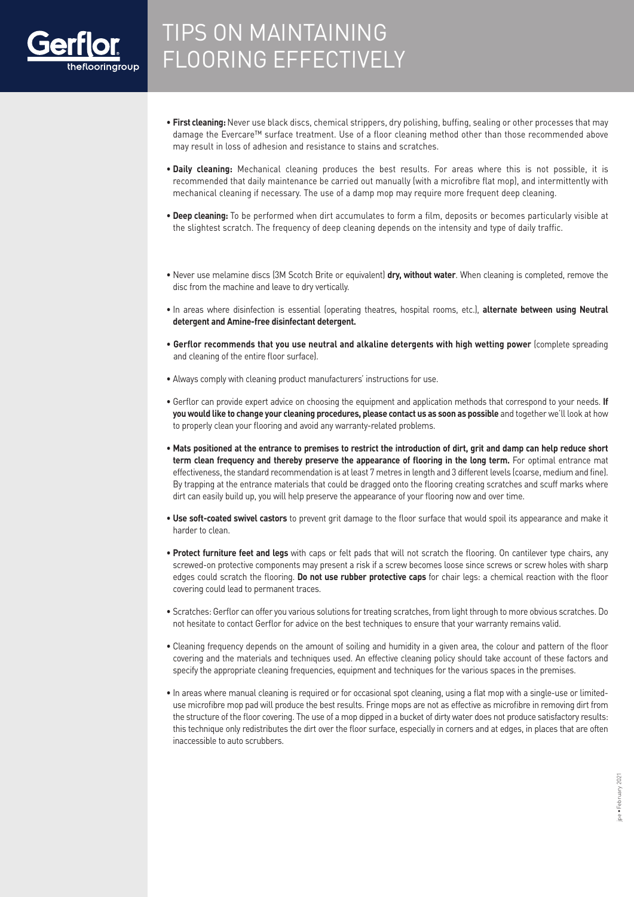# TIPS ON MAINTAINING FLOORING EFFECTIVELY

- **First cleaning:** Never use black discs, chemical strippers, dry polishing, buffing, sealing or other processes that may damage the Evercare™ surface treatment. Use of a floor cleaning method other than those recommended above may result in loss of adhesion and resistance to stains and scratches.

- **Daily cleaning:** Mechanical cleaning produces the best results. For areas where this is not possible, it is recommended that daily maintenance be carried out manually (with a microfibre flat mop), and intermittently with mechanical cleaning if necessary. The use of a damp mop may require more frequent deep cleaning.

- **Deep cleaning:** To be performed when dirt accumulates to form a film, deposits or becomes particularly visible at the slightest scratch. The frequency of deep cleaning depends on the intensity and type of daily traffic.

- Never use melamine discs (3M Scotch Brite or equivalent) **dry, without water**. When cleaning is completed, remove the disc from the machine and leave to dry vertically.

- In areas where disinfection is essential (operating theatres, hospital rooms, etc.), **alternate between using Neutral detergent and Amine-free disinfectant detergent.**

- **Gerflor recommends that you use neutral and alkaline detergents with high wetting power** (complete spreading and cleaning of the entire floor surface).

- Always comply with cleaning product manufacturers' instructions for use.

- Gerflor can provide expert advice on choosing the equipment and application methods that correspond to your needs. **If you would like to change your cleaning procedures, please contact us as soon as possible** and together we'll look at how to properly clean your flooring and avoid any warranty-related problems.

- **Mats positioned at the entrance to premises to restrict the introduction of dirt, grit and damp can help reduce short term clean frequency and thereby preserve the appearance of flooring in the long term.** For optimal entrance mat effectiveness, the standard recommendation is at least 7 metres in length and 3 different levels (coarse, medium and fine). By trapping at the entrance materials that could be dragged onto the flooring creating scratches and scuff marks where dirt can easily build up, you will help preserve the appearance of your flooring now and over time.

- **Use soft-coated swivel castors** to prevent grit damage to the floor surface that would spoil its appearance and make it harder to clean.

- **Protect furniture feet and legs** with caps or felt pads that will not scratch the flooring. On cantilever type chairs, any screwed-on protective components may present a risk if a screw becomes loose since screws or screw holes with sharp edges could scratch the flooring. **Do not use rubber protective caps** for chair legs: a chemical reaction with the floor covering could lead to permanent traces.

- Scratches: Gerflor can offer you various solutions for treating scratches, from light through to more obvious scratches. Do not hesitate to contact Gerflor for advice on the best techniques to ensure that your warranty remains valid.

- Cleaning frequency depends on the amount of soiling and humidity in a given area, the colour and pattern of the floor covering and the materials and techniques used. An effective cleaning policy should take account of these factors and specify the appropriate cleaning frequencies, equipment and techniques for the various spaces in the premises.

- In areas where manual cleaning is required or for occasional spot cleaning, using a flat mop with a single-use or limited-use microfibre mop pad will produce the best results. Fringe mops are not as effective as microfibre in removing dirt from the structure of the floor covering. The use of a mop dipped in a bucket of dirty water does not produce satisfactory results: this technique only redistributes the dirt over the floor surface, especially in corners and at edges, in places that are often inaccessible to auto scrubbers.

jpe • February 2021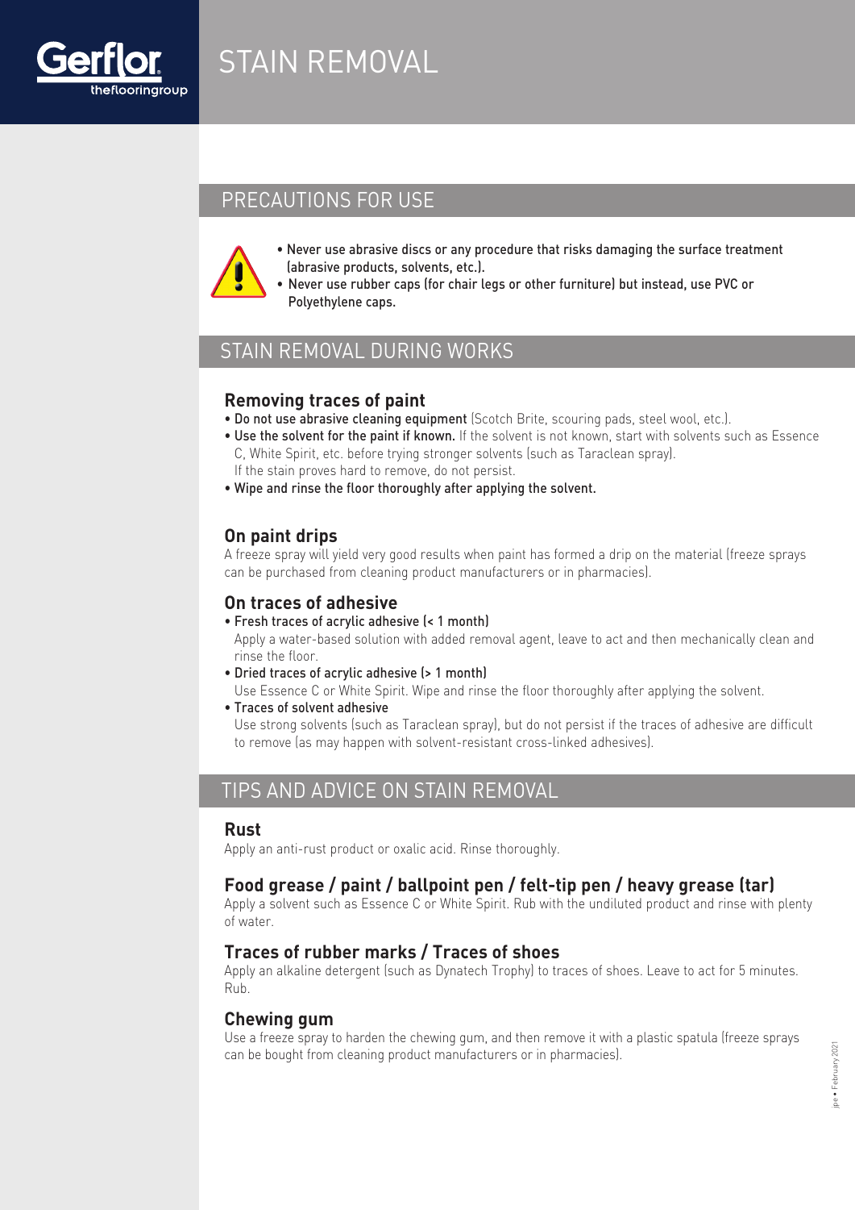# STAIN REMOVAL

## PRECAUTIONS FOR USE

- Never use abrasive discs or any procedure that risks damaging the surface treatment (abrasive products, solvents, etc.).
- Never use rubber caps (for chair legs or other furniture) but instead, use PVC or Polyethylene caps.

## STAIN REMOVAL DURING WORKS

### Removing traces of paint

- Do not use abrasive cleaning equipment (Scotch Brite, scouring pads, steel wool, etc.).
- Use the solvent for the paint if known. If the solvent is not known, start with solvents such as Essence C, White Spirit, etc. before trying stronger solvents (such as Taraclean spray).
  If the stain proves hard to remove, do not persist.
- Wipe and rinse the floor thoroughly after applying the solvent.

### On paint drips

A freeze spray will yield very good results when paint has formed a drip on the material (freeze sprays can be purchased from cleaning product manufacturers or in pharmacies).

### On traces of adhesive

- Fresh traces of acrylic adhesive (< 1 month)
  Apply a water-based solution with added removal agent, leave to act and then mechanically clean and rinse the floor.
- Dried traces of acrylic adhesive (> 1 month)
  Use Essence C or White Spirit. Wipe and rinse the floor thoroughly after applying the solvent.
- Traces of solvent adhesive
  Use strong solvents (such as Taraclean spray), but do not persist if the traces of adhesive are difficult to remove (as may happen with solvent-resistant cross-linked adhesives).

## TIPS AND ADVICE ON STAIN REMOVAL

### Rust

Apply an anti-rust product or oxalic acid. Rinse thoroughly.

### Food grease / paint / ballpoint pen / felt-tip pen / heavy grease (tar)

Apply a solvent such as Essence C or White Spirit. Rub with the undiluted product and rinse with plenty of water.

### Traces of rubber marks / Traces of shoes

Apply an alkaline detergent (such as Dynatech Trophy) to traces of shoes. Leave to act for 5 minutes. Rub.

### Chewing gum

Use a freeze spray to harden the chewing gum, and then remove it with a plastic spatula (freeze sprays can be bought from cleaning product manufacturers or in pharmacies).